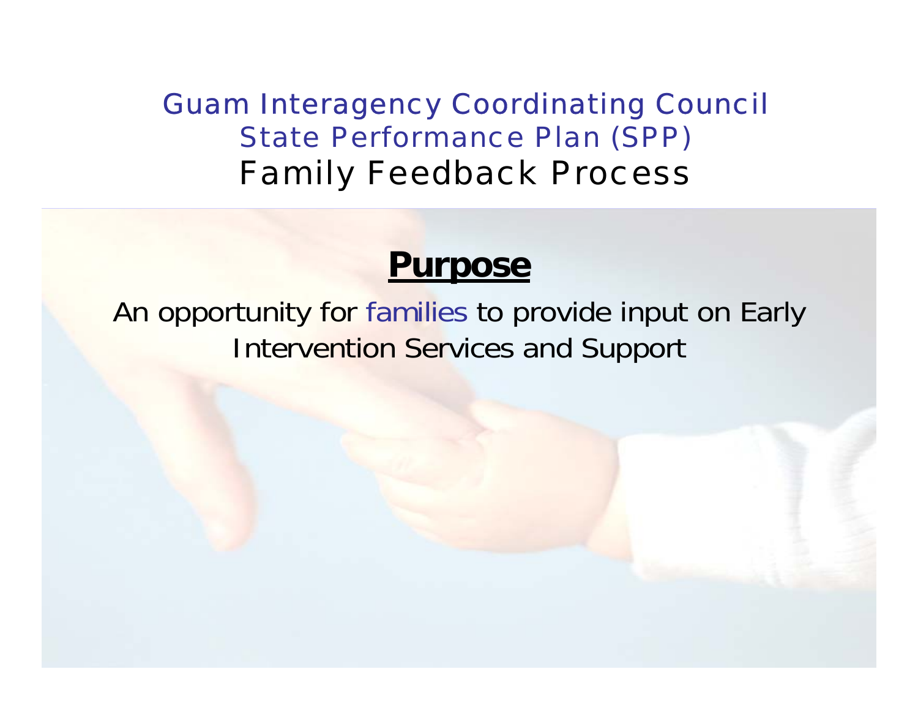# Guam Interagency Coordinating Council
## State Performance Plan (SPP)
## Family Feedback Process

**Purpose**

An opportunity for families to provide input on Early Intervention Services and Support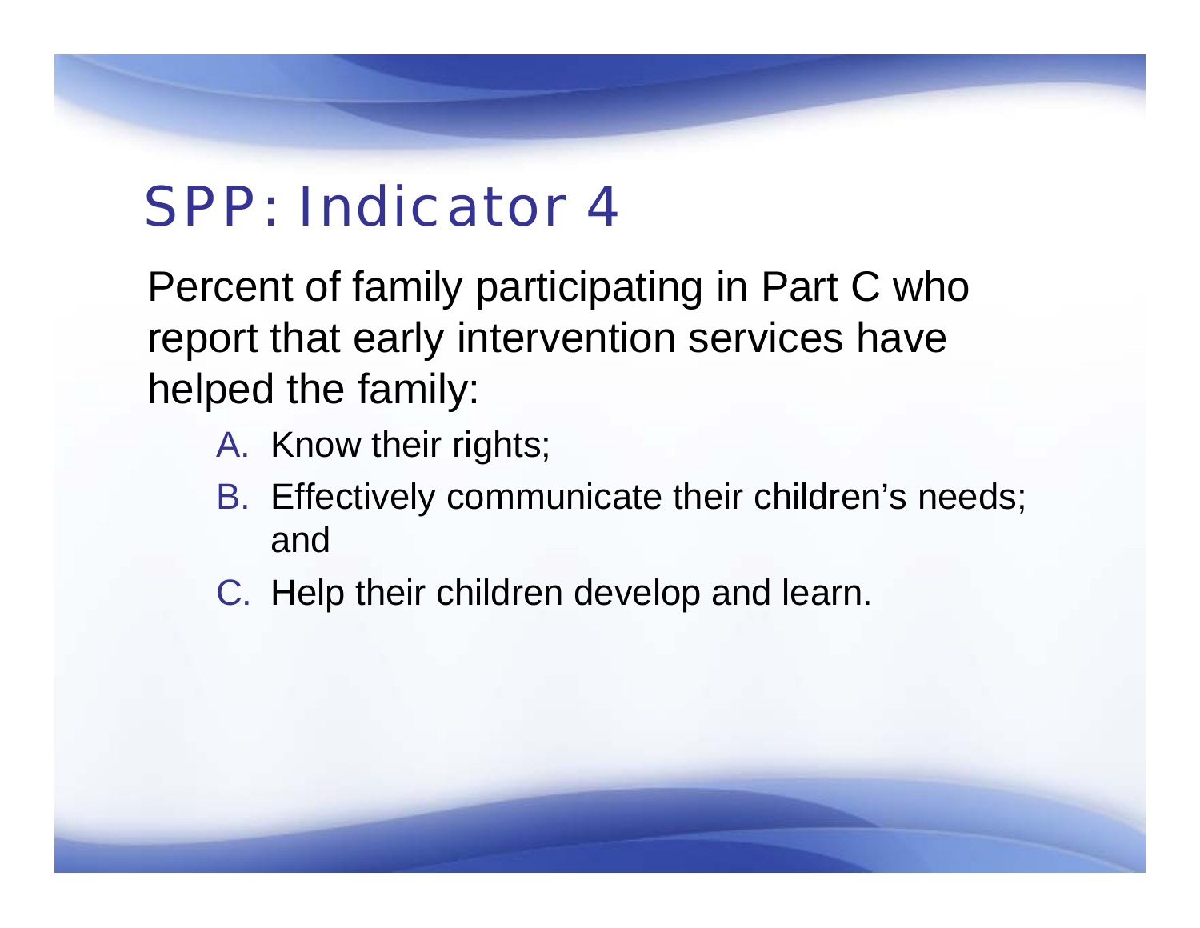# SPP: Indicator 4

Percent of family participating in Part C who report that early intervention services have helped the family:

A. Know their rights;
B. Effectively communicate their children's needs; and
C. Help their children develop and learn.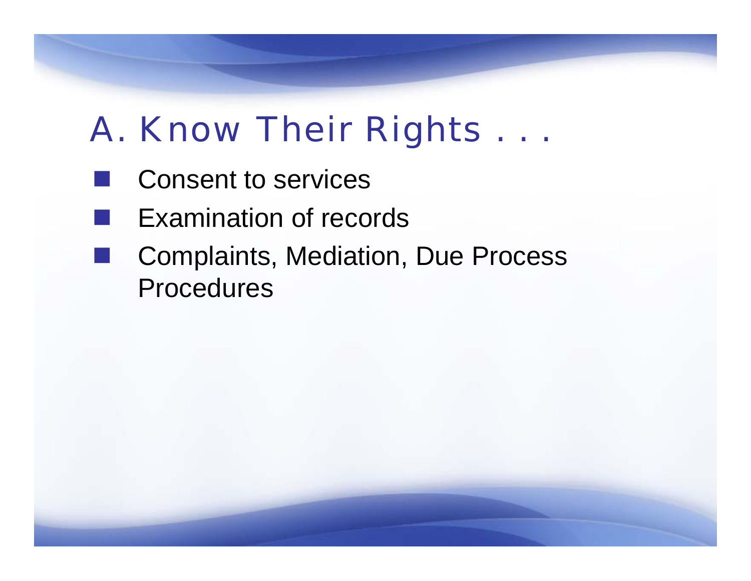# A. Know Their Rights . . .

- Consent to services
- Examination of records
- Complaints, Mediation, Due Process Procedures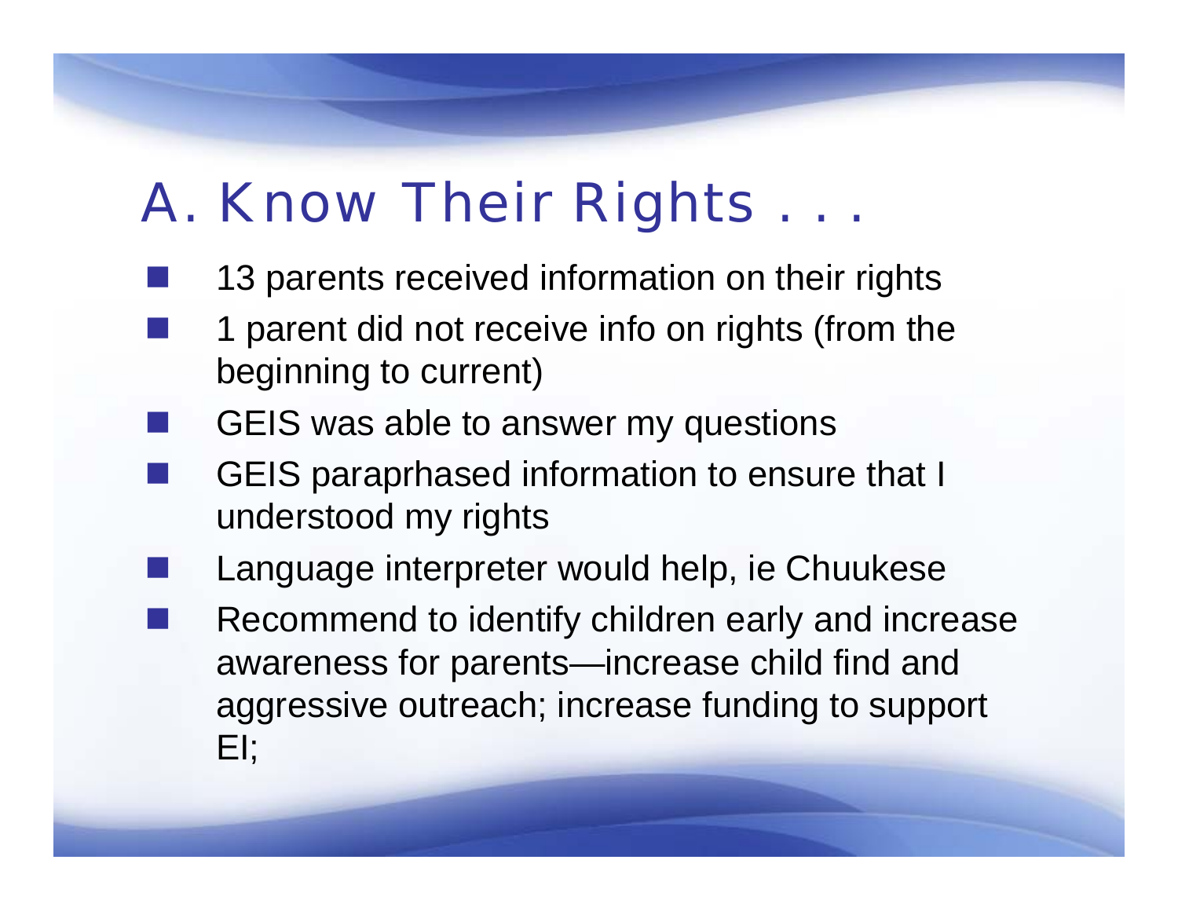# A. Know Their Rights . . .

- 13 parents received information on their rights
- 1 parent did not receive info on rights (from the beginning to current)
- GEIS was able to answer my questions
- GEIS paraprhased information to ensure that I understood my rights
- Language interpreter would help, ie Chuukese
- Recommend to identify children early and increase awareness for parents—increase child find and aggressive outreach; increase funding to support EI;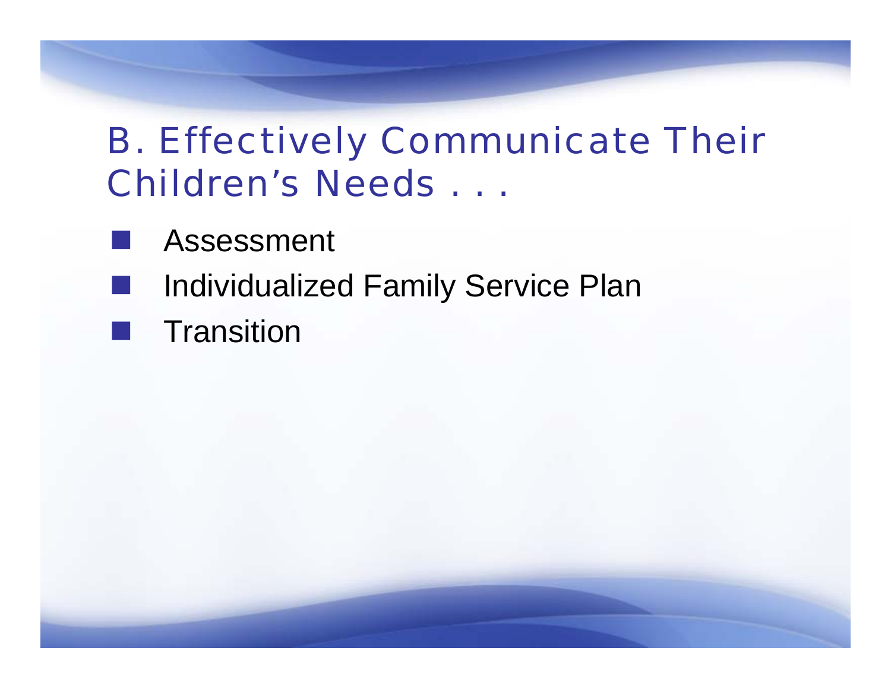# B. Effectively Communicate Their Children's Needs . . .

- Assessment
- Individualized Family Service Plan
- Transition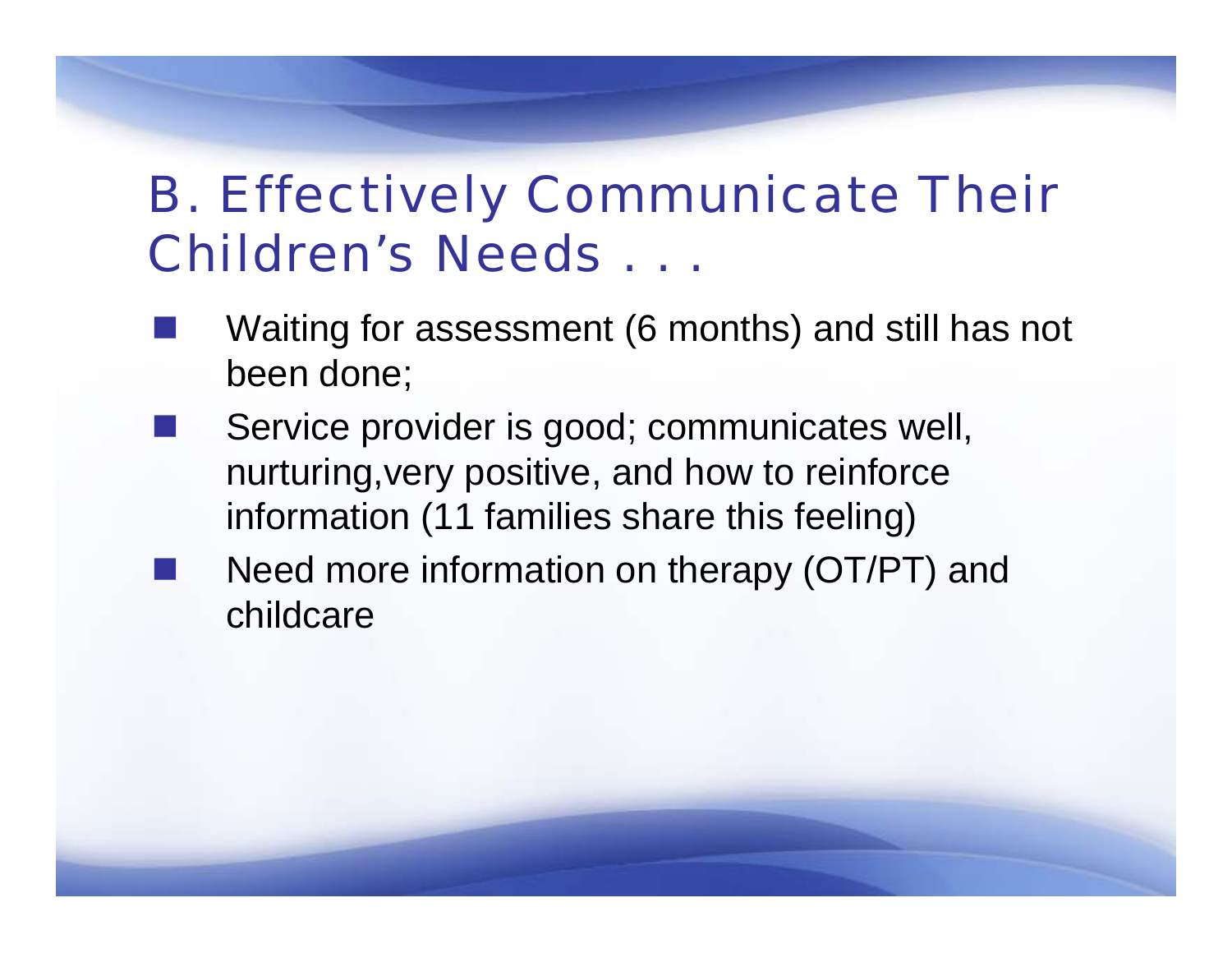# B. Effectively Communicate Their Children's Needs . . .

- Waiting for assessment (6 months) and still has not been done;
- Service provider is good; communicates well, nurturing,very positive, and how to reinforce information (11 families share this feeling)
- Need more information on therapy (OT/PT) and childcare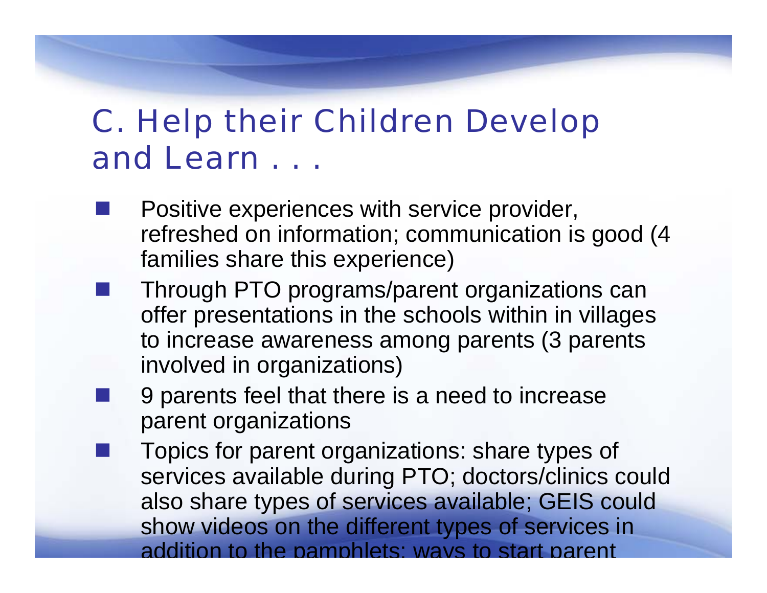# C. Help their Children Develop and Learn . . .

- Positive experiences with service provider, refreshed on information; communication is good (4 families share this experience)
- Through PTO programs/parent organizations can offer presentations in the schools within in villages to increase awareness among parents (3 parents involved in organizations)
- 9 parents feel that there is a need to increase parent organizations
- Topics for parent organizations: share types of services available during PTO; doctors/clinics could also share types of services available; GEIS could show videos on the different types of services in addition to the pamphlets; ways to start parent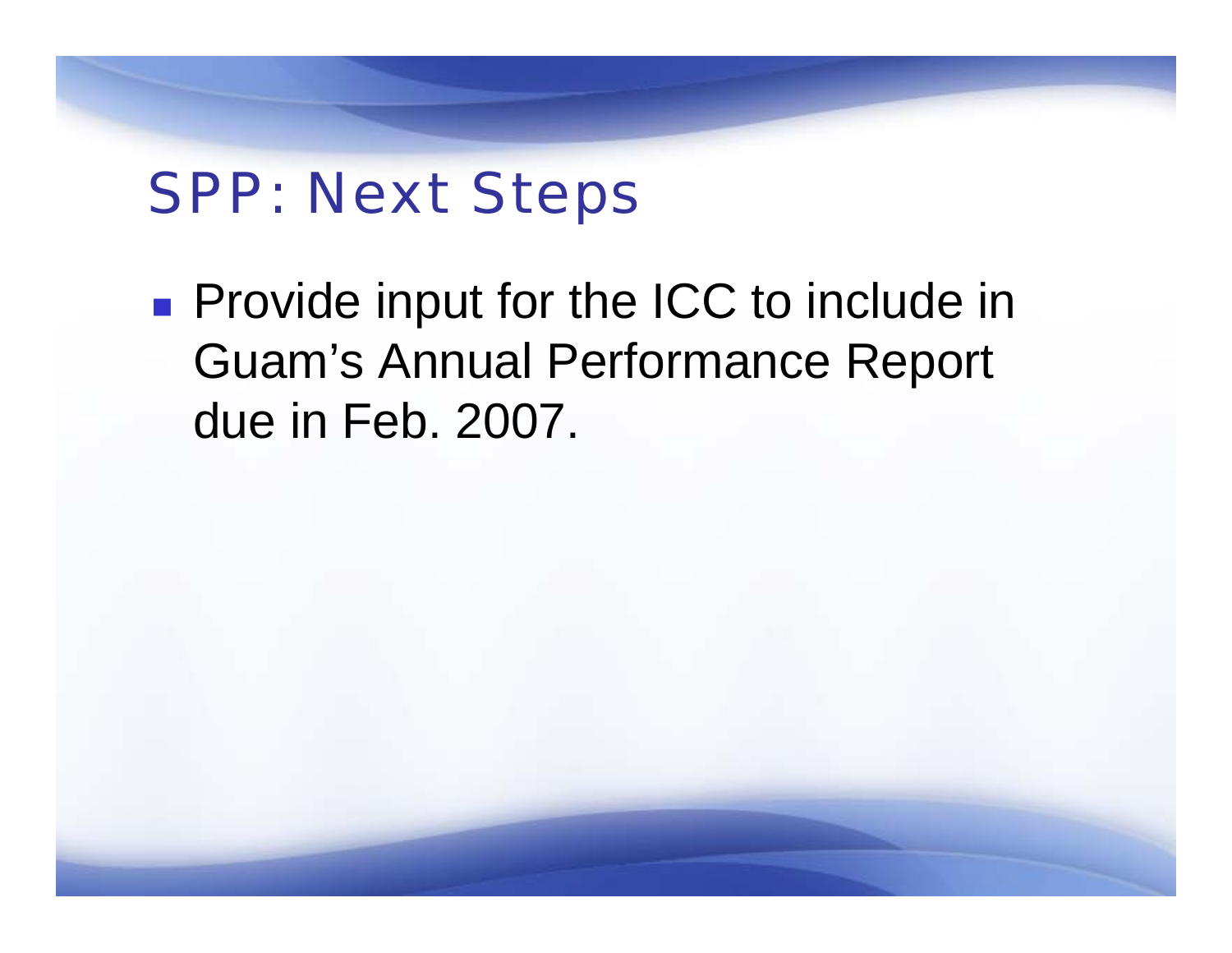# SPP: Next Steps

- Provide input for the ICC to include in Guam's Annual Performance Report due in Feb. 2007.